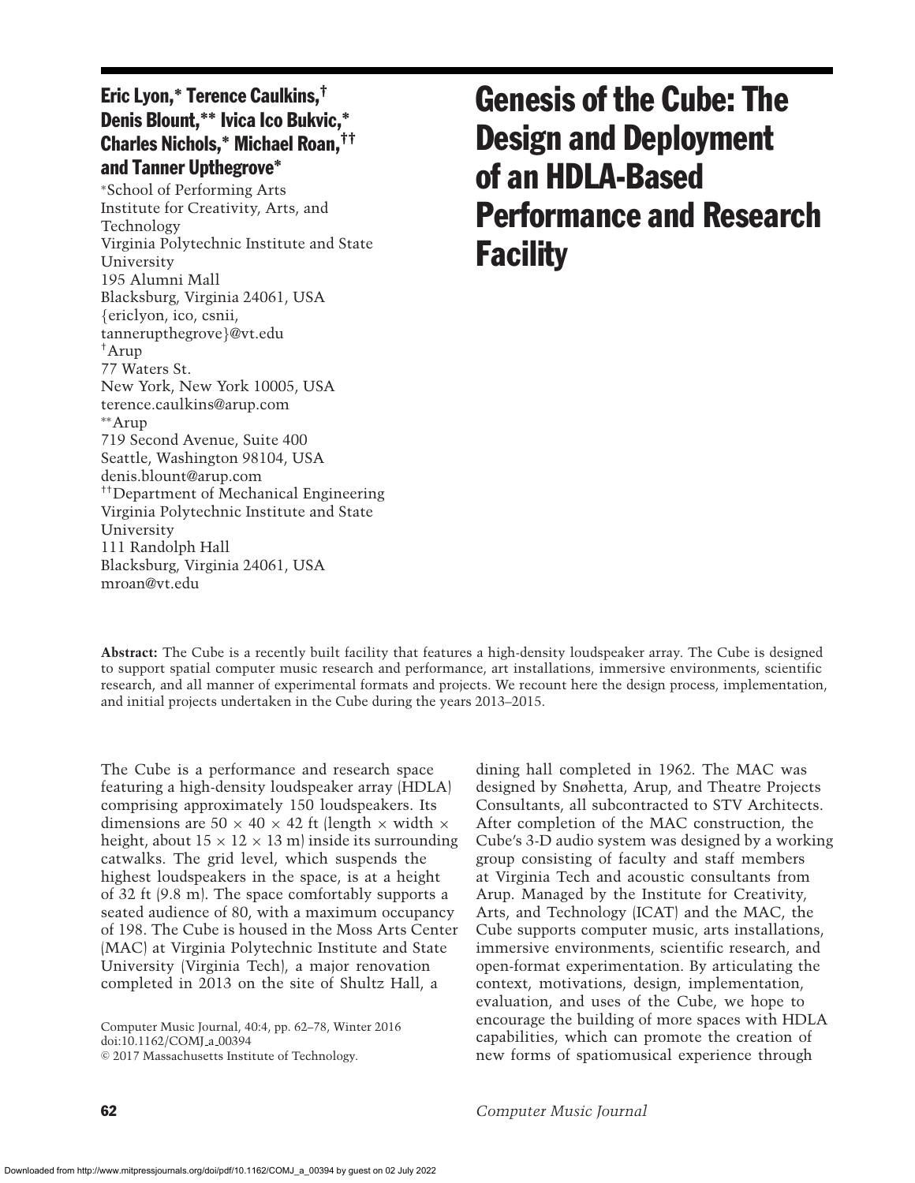# Genesis of the Cube: The Design and Deployment of an HDLA-Based Performance and Research Facility

**Eric Lyon,\* Terence Caulkins,† Denis Blount,\*\* Ivica Ico Bukvic,\* Charles Nichols,\* Michael Roan,†† and Tanner Upthegrove\***

\*School of Performing Arts
Institute for Creativity, Arts, and Technology
Virginia Polytechnic Institute and State University
195 Alumni Mall
Blacksburg, Virginia 24061, USA
{ericlyon, ico, csnii, tannerupthegrove}@vt.edu

†Arup
77 Waters St.
New York, New York 10005, USA
terence.caulkins@arup.com

\*\*Arup
719 Second Avenue, Suite 400
Seattle, Washington 98104, USA
denis.blount@arup.com

††Department of Mechanical Engineering
Virginia Polytechnic Institute and State University
111 Randolph Hall
Blacksburg, Virginia 24061, USA
mroan@vt.edu

**Abstract:** The Cube is a recently built facility that features a high-density loudspeaker array. The Cube is designed to support spatial computer music research and performance, art installations, immersive environments, scientific research, and all manner of experimental formats and projects. We recount here the design process, implementation, and initial projects undertaken in the Cube during the years 2013–2015.

The Cube is a performance and research space featuring a high-density loudspeaker array (HDLA) comprising approximately 150 loudspeakers. Its dimensions are 50 × 40 × 42 ft (length × width × height, about 15 × 12 × 13 m) inside its surrounding catwalks. The grid level, which suspends the highest loudspeakers in the space, is at a height of 32 ft (9.8 m). The space comfortably supports a seated audience of 80, with a maximum occupancy of 198. The Cube is housed in the Moss Arts Center (MAC) at Virginia Polytechnic Institute and State University (Virginia Tech), a major renovation completed in 2013 on the site of Shultz Hall, a dining hall completed in 1962. The MAC was designed by Snøhetta, Arup, and Theatre Projects Consultants, all subcontracted to STV Architects. After completion of the MAC construction, the Cube's 3-D audio system was designed by a working group consisting of faculty and staff members at Virginia Tech and acoustic consultants from Arup. Managed by the Institute for Creativity, Arts, and Technology (ICAT) and the MAC, the Cube supports computer music, arts installations, immersive environments, scientific research, and open-format experimentation. By articulating the context, motivations, design, implementation, evaluation, and uses of the Cube, we hope to encourage the building of more spaces with HDLA capabilities, which can promote the creation of new forms of spatiomusical experience through

Computer Music Journal, 40:4, pp. 62–78, Winter 2016
doi:10.1162/COMJ_a_00394
© 2017 Massachusetts Institute of Technology.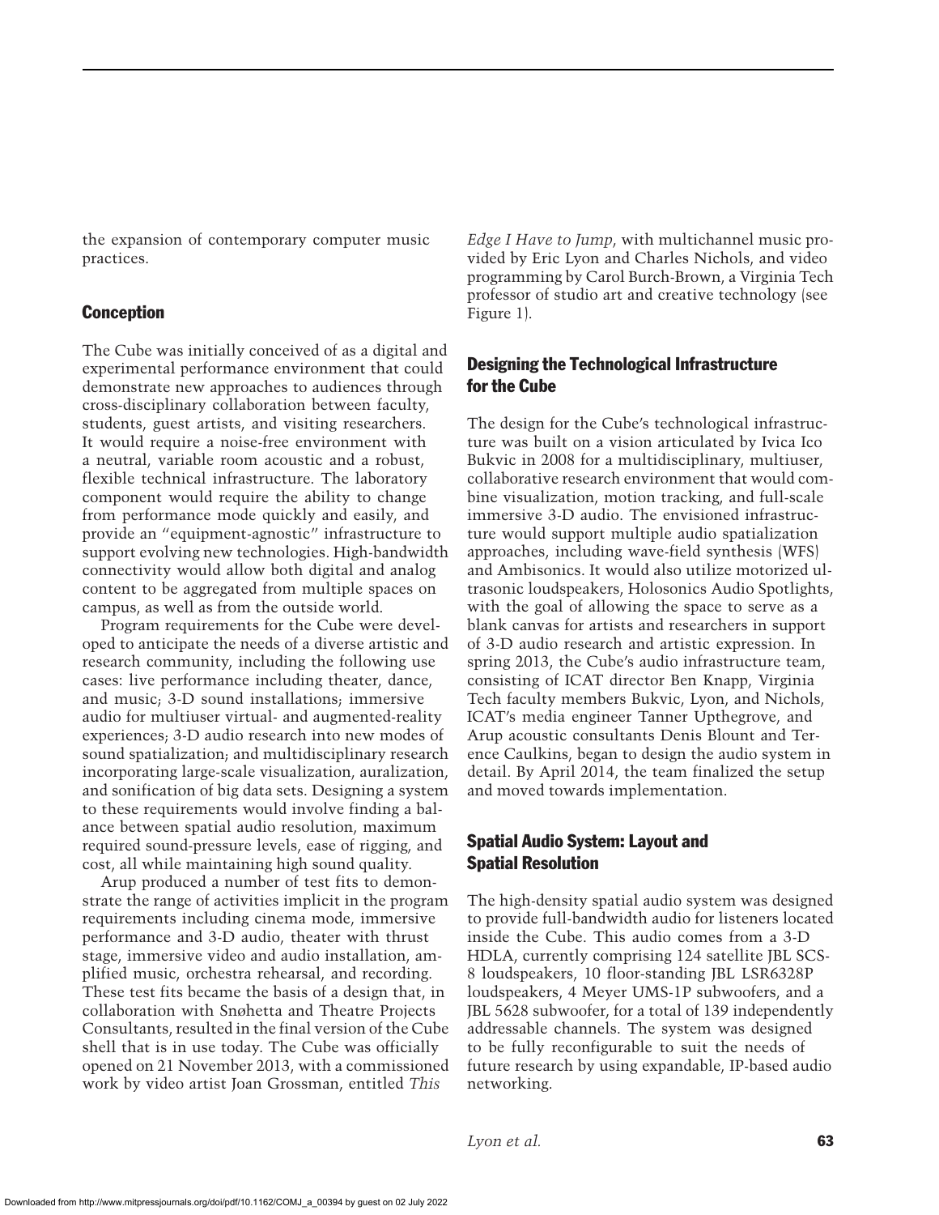the expansion of contemporary computer music practices.

## Conception

The Cube was initially conceived of as a digital and experimental performance environment that could demonstrate new approaches to audiences through cross-disciplinary collaboration between faculty, students, guest artists, and visiting researchers. It would require a noise-free environment with a neutral, variable room acoustic and a robust, flexible technical infrastructure. The laboratory component would require the ability to change from performance mode quickly and easily, and provide an "equipment-agnostic" infrastructure to support evolving new technologies. High-bandwidth connectivity would allow both digital and analog content to be aggregated from multiple spaces on campus, as well as from the outside world.

Program requirements for the Cube were developed to anticipate the needs of a diverse artistic and research community, including the following use cases: live performance including theater, dance, and music; 3-D sound installations; immersive audio for multiuser virtual- and augmented-reality experiences; 3-D audio research into new modes of sound spatialization; and multidisciplinary research incorporating large-scale visualization, auralization, and sonification of big data sets. Designing a system to these requirements would involve finding a balance between spatial audio resolution, maximum required sound-pressure levels, ease of rigging, and cost, all while maintaining high sound quality.

Arup produced a number of test fits to demonstrate the range of activities implicit in the program requirements including cinema mode, immersive performance and 3-D audio, theater with thrust stage, immersive video and audio installation, amplified music, orchestra rehearsal, and recording. These test fits became the basis of a design that, in collaboration with Snøhetta and Theatre Projects Consultants, resulted in the final version of the Cube shell that is in use today. The Cube was officially opened on 21 November 2013, with a commissioned work by video artist Joan Grossman, entitled *This Edge I Have to Jump*, with multichannel music provided by Eric Lyon and Charles Nichols, and video programming by Carol Burch-Brown, a Virginia Tech professor of studio art and creative technology (see Figure 1).

## Designing the Technological Infrastructure for the Cube

The design for the Cube's technological infrastructure was built on a vision articulated by Ivica Ico Bukvic in 2008 for a multidisciplinary, multiuser, collaborative research environment that would combine visualization, motion tracking, and full-scale immersive 3-D audio. The envisioned infrastructure would support multiple audio spatialization approaches, including wave-field synthesis (WFS) and Ambisonics. It would also utilize motorized ultrasonic loudspeakers, Holosonics Audio Spotlights, with the goal of allowing the space to serve as a blank canvas for artists and researchers in support of 3-D audio research and artistic expression. In spring 2013, the Cube's audio infrastructure team, consisting of ICAT director Ben Knapp, Virginia Tech faculty members Bukvic, Lyon, and Nichols, ICAT's media engineer Tanner Upthegrove, and Arup acoustic consultants Denis Blount and Terence Caulkins, began to design the audio system in detail. By April 2014, the team finalized the setup and moved towards implementation.

## Spatial Audio System: Layout and Spatial Resolution

The high-density spatial audio system was designed to provide full-bandwidth audio for listeners located inside the Cube. This audio comes from a 3-D HDLA, currently comprising 124 satellite JBL SCS-8 loudspeakers, 10 floor-standing JBL LSR6328P loudspeakers, 4 Meyer UMS-1P subwoofers, and a JBL 5628 subwoofer, for a total of 139 independently addressable channels. The system was designed to be fully reconfigurable to suit the needs of future research by using expandable, IP-based audio networking.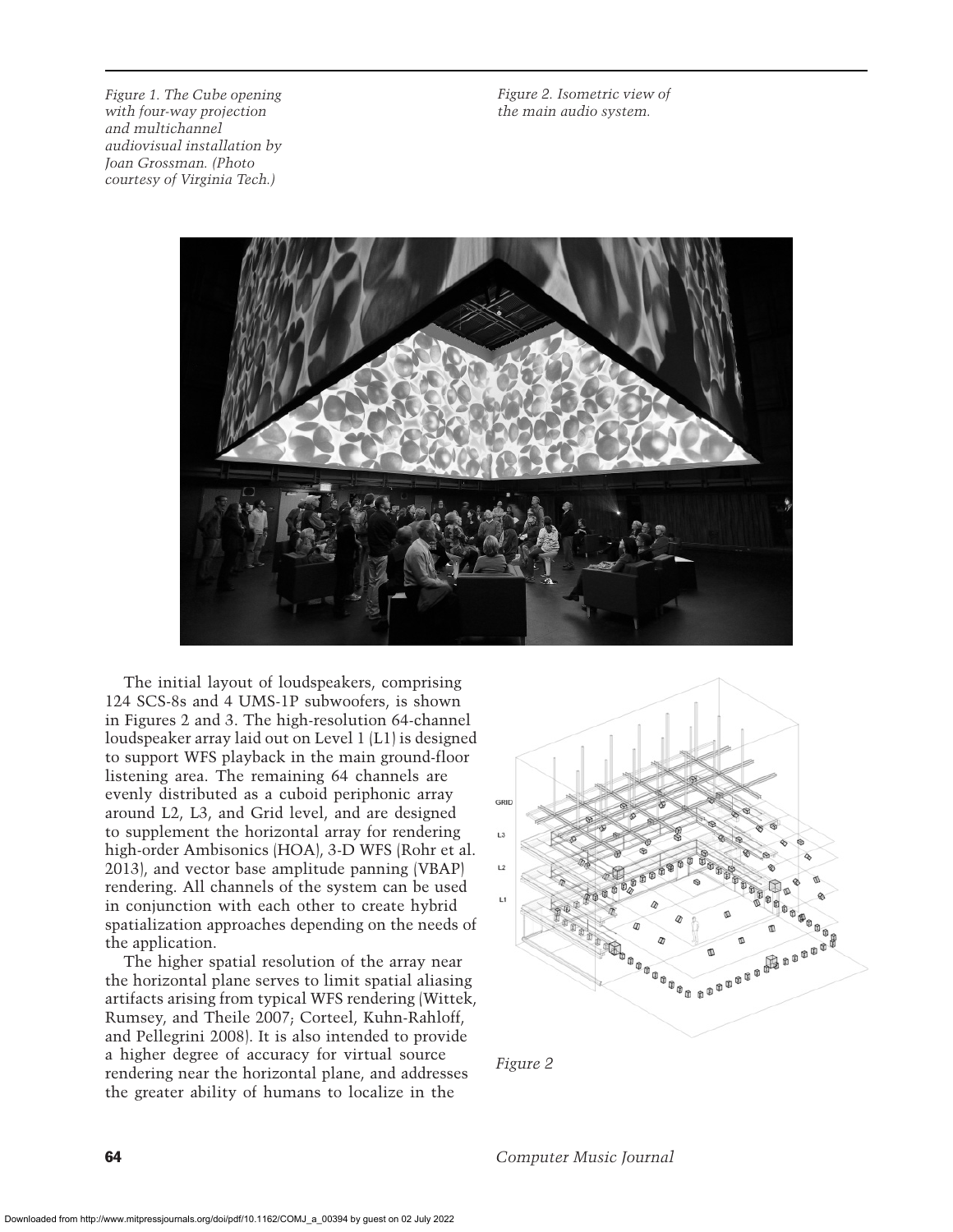*Figure 1. The Cube opening with four-way projection and multichannel audiovisual installation by Joan Grossman. (Photo courtesy of Virginia Tech.)*

*Figure 2. Isometric view of the main audio system.*

The initial layout of loudspeakers, comprising 124 SCS-8s and 4 UMS-1P subwoofers, is shown in Figures 2 and 3. The high-resolution 64-channel loudspeaker array laid out on Level 1 (L1) is designed to support WFS playback in the main ground-floor listening area. The remaining 64 channels are evenly distributed as a cuboid periphonic array around L2, L3, and Grid level, and are designed to supplement the horizontal array for rendering high-order Ambisonics (HOA), 3-D WFS (Rohr et al. 2013), and vector base amplitude panning (VBAP) rendering. All channels of the system can be used in conjunction with each other to create hybrid spatialization approaches depending on the needs of the application.

The higher spatial resolution of the array near the horizontal plane serves to limit spatial aliasing artifacts arising from typical WFS rendering (Wittek, Rumsey, and Theile 2007; Corteel, Kuhn-Rahloff, and Pellegrini 2008). It is also intended to provide a higher degree of accuracy for virtual source rendering near the horizontal plane, and addresses the greater ability of humans to localize in the

*Figure 2*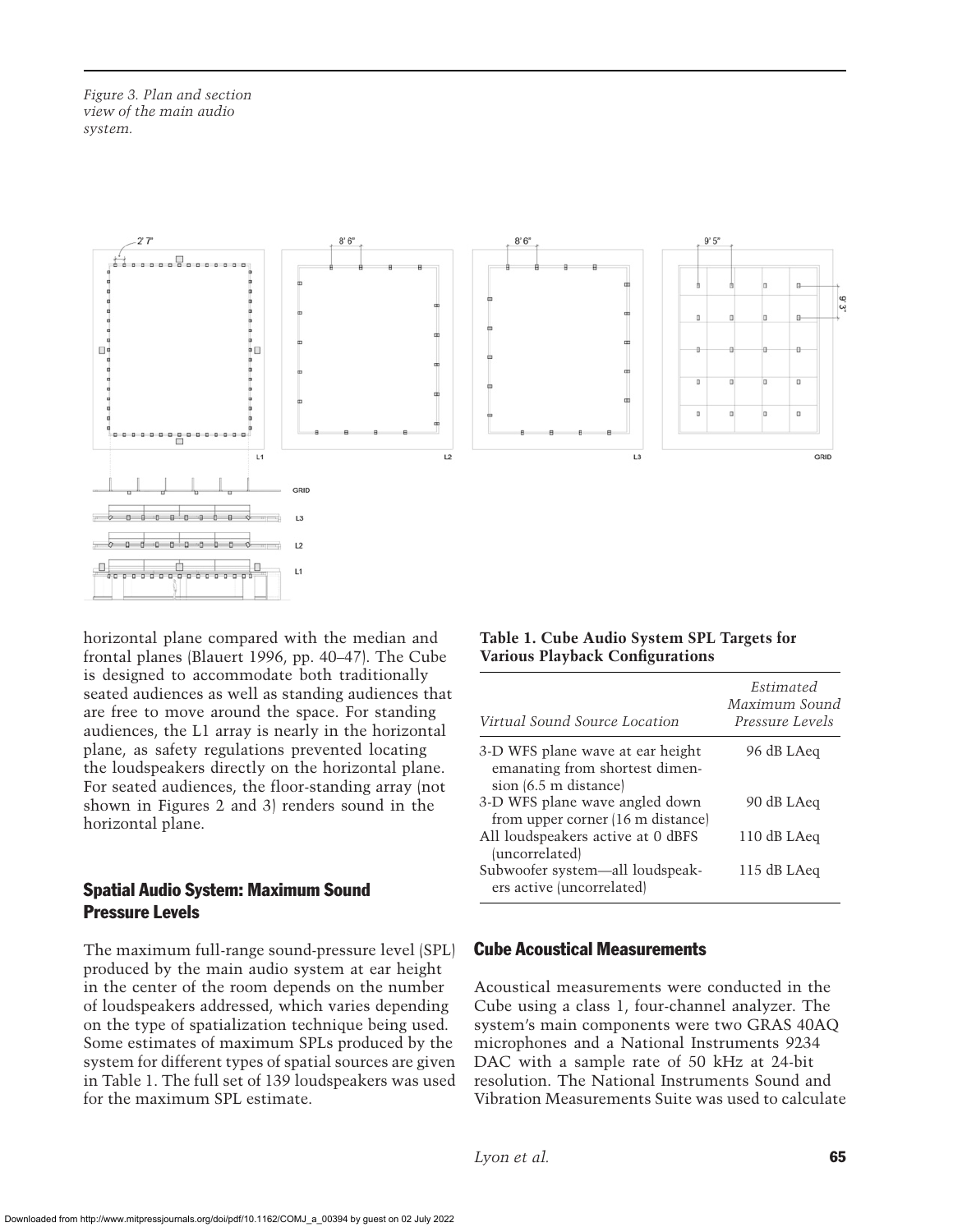Figure 3. Plan and section view of the main audio system.

horizontal plane compared with the median and frontal planes (Blauert 1996, pp. 40–47). The Cube is designed to accommodate both traditionally seated audiences as well as standing audiences that are free to move around the space. For standing audiences, the L1 array is nearly in the horizontal plane, as safety regulations prevented locating the loudspeakers directly on the horizontal plane. For seated audiences, the floor-standing array (not shown in Figures 2 and 3) renders sound in the horizontal plane.

## Spatial Audio System: Maximum Sound Pressure Levels

The maximum full-range sound-pressure level (SPL) produced by the main audio system at ear height in the center of the room depends on the number of loudspeakers addressed, which varies depending on the type of spatialization technique being used. Some estimates of maximum SPLs produced by the system for different types of spatial sources are given in Table 1. The full set of 139 loudspeakers was used for the maximum SPL estimate.

**Table 1. Cube Audio System SPL Targets for Various Playback Configurations**

| *Virtual Sound Source Location* | *Estimated Maximum Sound Pressure Levels* |
|---|---|
| 3-D WFS plane wave at ear height emanating from shortest dimension (6.5 m distance) | 96 dB LAeq |
| 3-D WFS plane wave angled down from upper corner (16 m distance) | 90 dB LAeq |
| All loudspeakers active at 0 dBFS (uncorrelated) | 110 dB LAeq |
| Subwoofer system—all loudspeakers active (uncorrelated) | 115 dB LAeq |

## Cube Acoustical Measurements

Acoustical measurements were conducted in the Cube using a class 1, four-channel analyzer. The system's main components were two GRAS 40AQ microphones and a National Instruments 9234 DAC with a sample rate of 50 kHz at 24-bit resolution. The National Instruments Sound and Vibration Measurements Suite was used to calculate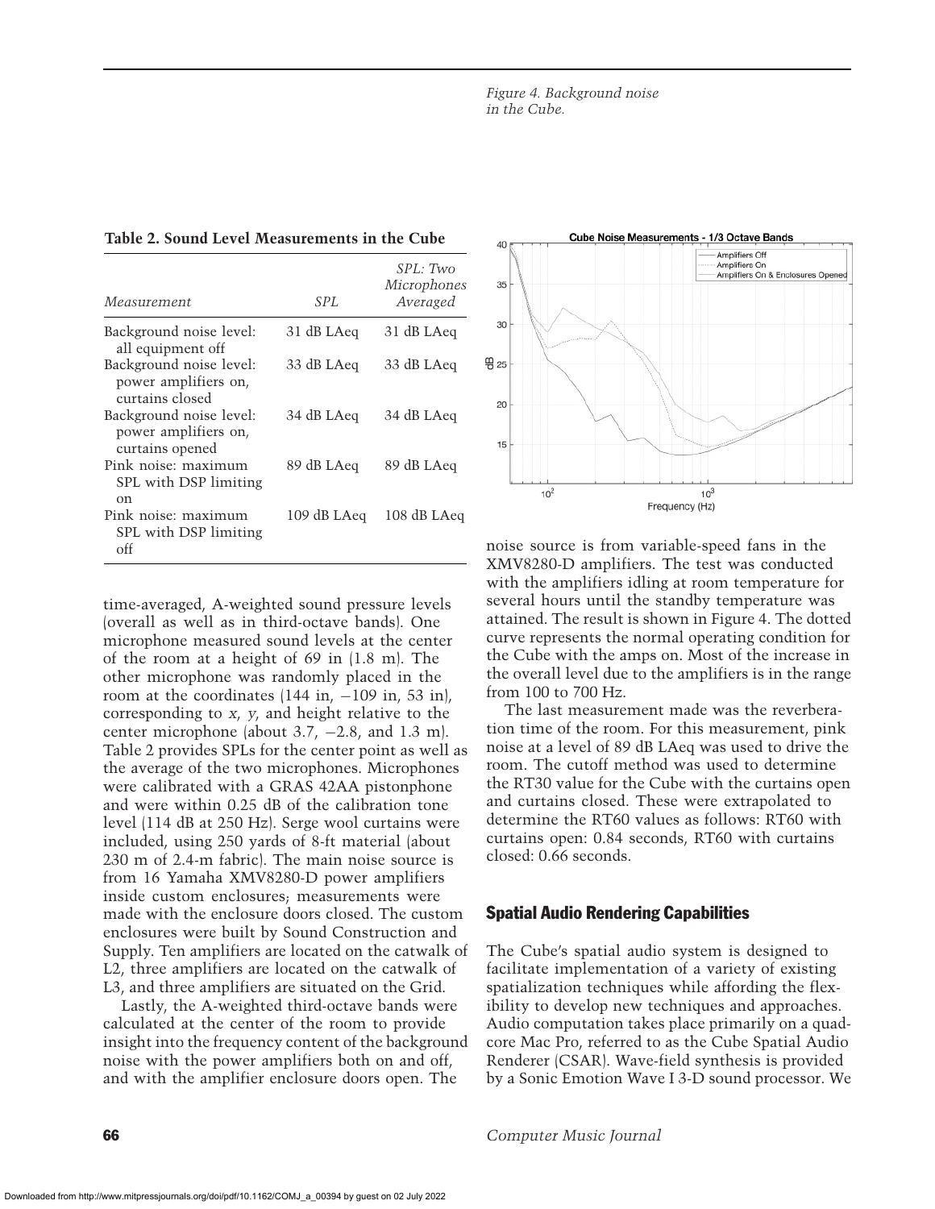Figure 4. Background noise in the Cube.

**Table 2. Sound Level Measurements in the Cube**

| Measurement | SPL | SPL: Two Microphones Averaged |
|---|---|---|
| Background noise level: all equipment off | 31 dB LAeq | 31 dB LAeq |
| Background noise level: power amplifiers on, curtains closed | 33 dB LAeq | 33 dB LAeq |
| Background noise level: power amplifiers on, curtains opened | 34 dB LAeq | 34 dB LAeq |
| Pink noise: maximum SPL with DSP limiting on | 89 dB LAeq | 89 dB LAeq |
| Pink noise: maximum SPL with DSP limiting off | 109 dB LAeq | 108 dB LAeq |

time-averaged, A-weighted sound pressure levels (overall as well as in third-octave bands). One microphone measured sound levels at the center of the room at a height of 69 in (1.8 m). The other microphone was randomly placed in the room at the coordinates (144 in, −109 in, 53 in), corresponding to *x*, *y*, and height relative to the center microphone (about 3.7, −2.8, and 1.3 m). Table 2 provides SPLs for the center point as well as the average of the two microphones. Microphones were calibrated with a GRAS 42AA pistonphone and were within 0.25 dB of the calibration tone level (114 dB at 250 Hz). Serge wool curtains were included, using 250 yards of 8-ft material (about 230 m of 2.4-m fabric). The main noise source is from 16 Yamaha XMV8280-D power amplifiers inside custom enclosures; measurements were made with the enclosure doors closed. The custom enclosures were built by Sound Construction and Supply. Ten amplifiers are located on the catwalk of L2, three amplifiers are located on the catwalk of L3, and three amplifiers are situated on the Grid.

Lastly, the A-weighted third-octave bands were calculated at the center of the room to provide insight into the frequency content of the background noise with the power amplifiers both on and off, and with the amplifier enclosure doors open. The noise source is from variable-speed fans in the XMV8280-D amplifiers. The test was conducted with the amplifiers idling at room temperature for several hours until the standby temperature was attained. The result is shown in Figure 4. The dotted curve represents the normal operating condition for the Cube with the amps on. Most of the increase in the overall level due to the amplifiers is in the range from 100 to 700 Hz.

The last measurement made was the reverberation time of the room. For this measurement, pink noise at a level of 89 dB LAeq was used to drive the room. The cutoff method was used to determine the RT30 value for the Cube with the curtains open and curtains closed. These were extrapolated to determine the RT60 values as follows: RT60 with curtains open: 0.84 seconds, RT60 with curtains closed: 0.66 seconds.

## Spatial Audio Rendering Capabilities

The Cube's spatial audio system is designed to facilitate implementation of a variety of existing spatialization techniques while affording the flexibility to develop new techniques and approaches. Audio computation takes place primarily on a quad-core Mac Pro, referred to as the Cube Spatial Audio Renderer (CSAR). Wave-field synthesis is provided by a Sonic Emotion Wave I 3-D sound processor. We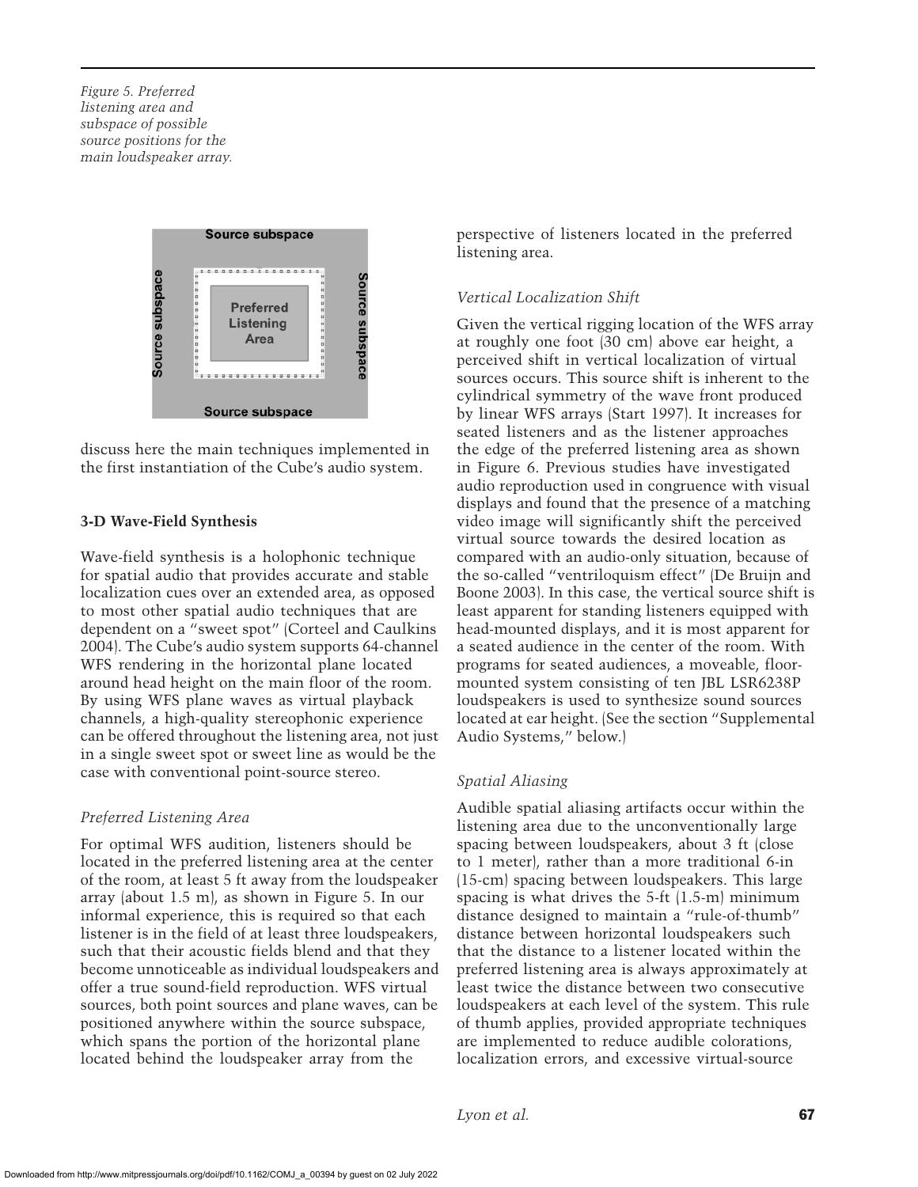Figure 5. Preferred listening area and subspace of possible source positions for the main loudspeaker array.

discuss here the main techniques implemented in the first instantiation of the Cube's audio system.

## 3-D Wave-Field Synthesis

Wave-field synthesis is a holophonic technique for spatial audio that provides accurate and stable localization cues over an extended area, as opposed to most other spatial audio techniques that are dependent on a "sweet spot" (Corteel and Caulkins 2004). The Cube's audio system supports 64-channel WFS rendering in the horizontal plane located around head height on the main floor of the room. By using WFS plane waves as virtual playback channels, a high-quality stereophonic experience can be offered throughout the listening area, not just in a single sweet spot or sweet line as would be the case with conventional point-source stereo.

### *Preferred Listening Area*

For optimal WFS audition, listeners should be located in the preferred listening area at the center of the room, at least 5 ft away from the loudspeaker array (about 1.5 m), as shown in Figure 5. In our informal experience, this is required so that each listener is in the field of at least three loudspeakers, such that their acoustic fields blend and that they become unnoticeable as individual loudspeakers and offer a true sound-field reproduction. WFS virtual sources, both point sources and plane waves, can be positioned anywhere within the source subspace, which spans the portion of the horizontal plane located behind the loudspeaker array from the perspective of listeners located in the preferred listening area.

### *Vertical Localization Shift*

Given the vertical rigging location of the WFS array at roughly one foot (30 cm) above ear height, a perceived shift in vertical localization of virtual sources occurs. This source shift is inherent to the cylindrical symmetry of the wave front produced by linear WFS arrays (Start 1997). It increases for seated listeners and as the listener approaches the edge of the preferred listening area as shown in Figure 6. Previous studies have investigated audio reproduction used in congruence with visual displays and found that the presence of a matching video image will significantly shift the perceived virtual source towards the desired location as compared with an audio-only situation, because of the so-called "ventriloquism effect" (De Bruijn and Boone 2003). In this case, the vertical source shift is least apparent for standing listeners equipped with head-mounted displays, and it is most apparent for a seated audience in the center of the room. With programs for seated audiences, a moveable, floor-mounted system consisting of ten JBL LSR6238P loudspeakers is used to synthesize sound sources located at ear height. (See the section "Supplemental Audio Systems," below.)

### *Spatial Aliasing*

Audible spatial aliasing artifacts occur within the listening area due to the unconventionally large spacing between loudspeakers, about 3 ft (close to 1 meter), rather than a more traditional 6-in (15-cm) spacing between loudspeakers. This large spacing is what drives the 5-ft (1.5-m) minimum distance designed to maintain a "rule-of-thumb" distance between horizontal loudspeakers such that the distance to a listener located within the preferred listening area is always approximately at least twice the distance between two consecutive loudspeakers at each level of the system. This rule of thumb applies, provided appropriate techniques are implemented to reduce audible colorations, localization errors, and excessive virtual-source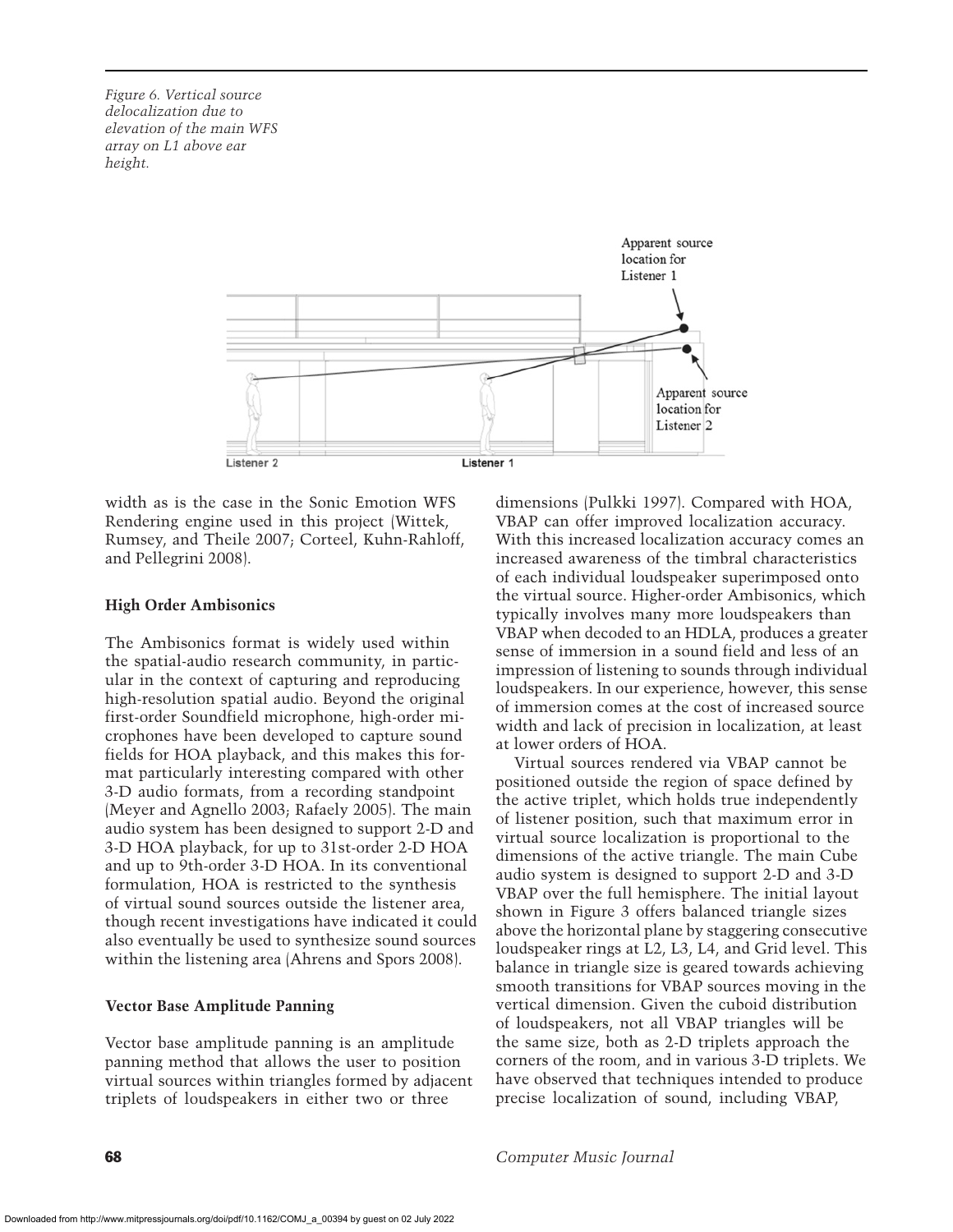*Figure 6. Vertical source delocalization due to elevation of the main WFS array on L1 above ear height.*

width as is the case in the Sonic Emotion WFS Rendering engine used in this project (Wittek, Rumsey, and Theile 2007; Corteel, Kuhn-Rahloff, and Pellegrini 2008).

### High Order Ambisonics

The Ambisonics format is widely used within the spatial-audio research community, in particular in the context of capturing and reproducing high-resolution spatial audio. Beyond the original first-order Soundfield microphone, high-order microphones have been developed to capture sound fields for HOA playback, and this makes this format particularly interesting compared with other 3-D audio formats, from a recording standpoint (Meyer and Agnello 2003; Rafaely 2005). The main audio system has been designed to support 2-D and 3-D HOA playback, for up to 31st-order 2-D HOA and up to 9th-order 3-D HOA. In its conventional formulation, HOA is restricted to the synthesis of virtual sound sources outside the listener area, though recent investigations have indicated it could also eventually be used to synthesize sound sources within the listening area (Ahrens and Spors 2008).

### Vector Base Amplitude Panning

Vector base amplitude panning is an amplitude panning method that allows the user to position virtual sources within triangles formed by adjacent triplets of loudspeakers in either two or three dimensions (Pulkki 1997). Compared with HOA, VBAP can offer improved localization accuracy. With this increased localization accuracy comes an increased awareness of the timbral characteristics of each individual loudspeaker superimposed onto the virtual source. Higher-order Ambisonics, which typically involves many more loudspeakers than VBAP when decoded to an HDLA, produces a greater sense of immersion in a sound field and less of an impression of listening to sounds through individual loudspeakers. In our experience, however, this sense of immersion comes at the cost of increased source width and lack of precision in localization, at least at lower orders of HOA.

Virtual sources rendered via VBAP cannot be positioned outside the region of space defined by the active triplet, which holds true independently of listener position, such that maximum error in virtual source localization is proportional to the dimensions of the active triangle. The main Cube audio system is designed to support 2-D and 3-D VBAP over the full hemisphere. The initial layout shown in Figure 3 offers balanced triangle sizes above the horizontal plane by staggering consecutive loudspeaker rings at L2, L3, L4, and Grid level. This balance in triangle size is geared towards achieving smooth transitions for VBAP sources moving in the vertical dimension. Given the cuboid distribution of loudspeakers, not all VBAP triangles will be the same size, both as 2-D triplets approach the corners of the room, and in various 3-D triplets. We have observed that techniques intended to produce precise localization of sound, including VBAP,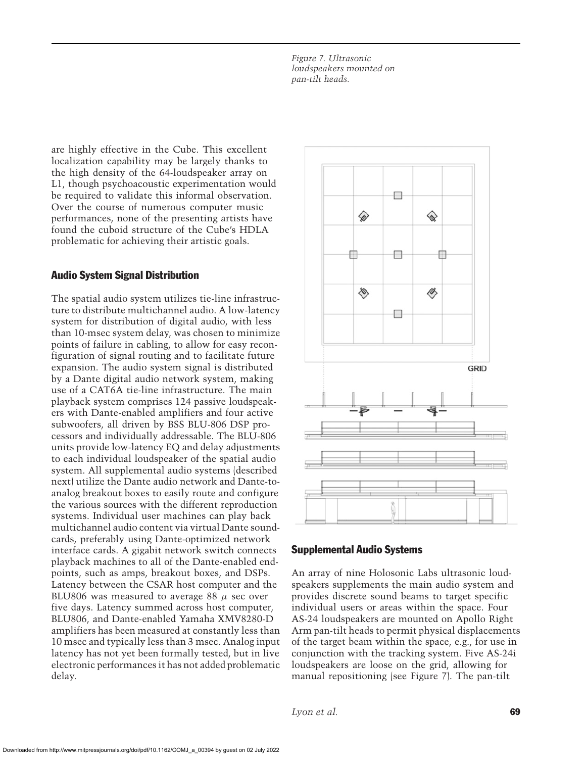are highly effective in the Cube. This excellent localization capability may be largely thanks to the high density of the 64-loudspeaker array on L1, though psychoacoustic experimentation would be required to validate this informal observation. Over the course of numerous computer music performances, none of the presenting artists have found the cuboid structure of the Cube's HDLA problematic for achieving their artistic goals.

## Audio System Signal Distribution

The spatial audio system utilizes tie-line infrastructure to distribute multichannel audio. A low-latency system for distribution of digital audio, with less than 10-msec system delay, was chosen to minimize points of failure in cabling, to allow for easy reconfiguration of signal routing and to facilitate future expansion. The audio system signal is distributed by a Dante digital audio network system, making use of a CAT6A tie-line infrastructure. The main playback system comprises 124 passive loudspeakers with Dante-enabled amplifiers and four active subwoofers, all driven by BSS BLU-806 DSP processors and individually addressable. The BLU-806 units provide low-latency EQ and delay adjustments to each individual loudspeaker of the spatial audio system. All supplemental audio systems (described next) utilize the Dante audio network and Dante-to-analog breakout boxes to easily route and configure the various sources with the different reproduction systems. Individual user machines can play back multichannel audio content via virtual Dante soundcards, preferably using Dante-optimized network interface cards. A gigabit network switch connects playback machines to all of the Dante-enabled endpoints, such as amps, breakout boxes, and DSPs. Latency between the CSAR host computer and the BLU806 was measured to average 88 $\mu$ sec over five days. Latency summed across host computer, BLU806, and Dante-enabled Yamaha XMV8280-D amplifiers has been measured at constantly less than 10 msec and typically less than 3 msec. Analog input latency has not yet been formally tested, but in live electronic performances it has not added problematic delay.

*Figure 7. Ultrasonic loudspeakers mounted on pan-tilt heads.*

## Supplemental Audio Systems

An array of nine Holosonic Labs ultrasonic loudspeakers supplements the main audio system and provides discrete sound beams to target specific individual users or areas within the space. Four AS-24 loudspeakers are mounted on Apollo Right Arm pan-tilt heads to permit physical displacements of the target beam within the space, e.g., for use in conjunction with the tracking system. Five AS-24i loudspeakers are loose on the grid, allowing for manual repositioning (see Figure 7). The pan-tilt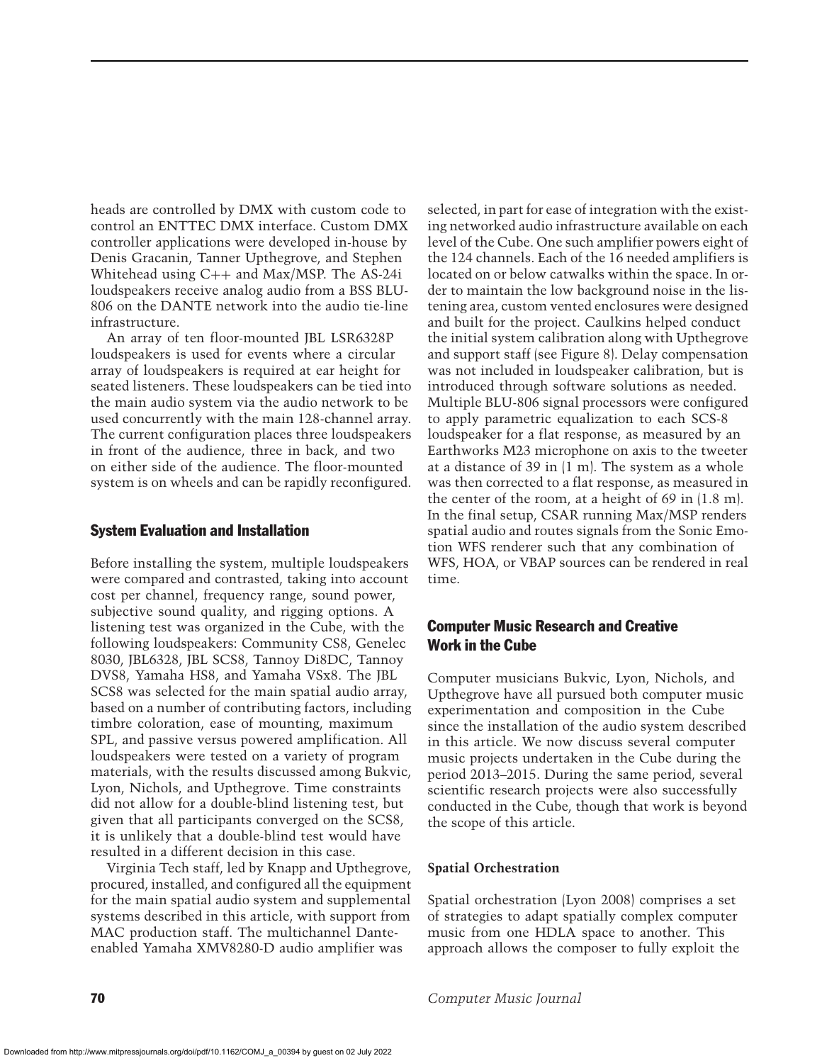heads are controlled by DMX with custom code to control an ENTTEC DMX interface. Custom DMX controller applications were developed in-house by Denis Gracanin, Tanner Upthegrove, and Stephen Whitehead using C++ and Max/MSP. The AS-24i loudspeakers receive analog audio from a BSS BLU-806 on the DANTE network into the audio tie-line infrastructure.

An array of ten floor-mounted JBL LSR6328P loudspeakers is used for events where a circular array of loudspeakers is required at ear height for seated listeners. These loudspeakers can be tied into the main audio system via the audio network to be used concurrently with the main 128-channel array. The current configuration places three loudspeakers in front of the audience, three in back, and two on either side of the audience. The floor-mounted system is on wheels and can be rapidly reconfigured.

## System Evaluation and Installation

Before installing the system, multiple loudspeakers were compared and contrasted, taking into account cost per channel, frequency range, sound power, subjective sound quality, and rigging options. A listening test was organized in the Cube, with the following loudspeakers: Community CS8, Genelec 8030, JBL6328, JBL SCS8, Tannoy Di8DC, Tannoy DVS8, Yamaha HS8, and Yamaha VSx8. The JBL SCS8 was selected for the main spatial audio array, based on a number of contributing factors, including timbre coloration, ease of mounting, maximum SPL, and passive versus powered amplification. All loudspeakers were tested on a variety of program materials, with the results discussed among Bukvic, Lyon, Nichols, and Upthegrove. Time constraints did not allow for a double-blind listening test, but given that all participants converged on the SCS8, it is unlikely that a double-blind test would have resulted in a different decision in this case.

Virginia Tech staff, led by Knapp and Upthegrove, procured, installed, and configured all the equipment for the main spatial audio system and supplemental systems described in this article, with support from MAC production staff. The multichannel Dante-enabled Yamaha XMV8280-D audio amplifier was selected, in part for ease of integration with the existing networked audio infrastructure available on each level of the Cube. One such amplifier powers eight of the 124 channels. Each of the 16 needed amplifiers is located on or below catwalks within the space. In order to maintain the low background noise in the listening area, custom vented enclosures were designed and built for the project. Caulkins helped conduct the initial system calibration along with Upthegrove and support staff (see Figure 8). Delay compensation was not included in loudspeaker calibration, but is introduced through software solutions as needed. Multiple BLU-806 signal processors were configured to apply parametric equalization to each SCS-8 loudspeaker for a flat response, as measured by an Earthworks M23 microphone on axis to the tweeter at a distance of 39 in (1 m). The system as a whole was then corrected to a flat response, as measured in the center of the room, at a height of 69 in (1.8 m). In the final setup, CSAR running Max/MSP renders spatial audio and routes signals from the Sonic Emotion WFS renderer such that any combination of WFS, HOA, or VBAP sources can be rendered in real time.

## Computer Music Research and Creative Work in the Cube

Computer musicians Bukvic, Lyon, Nichols, and Upthegrove have all pursued both computer music experimentation and composition in the Cube since the installation of the audio system described in this article. We now discuss several computer music projects undertaken in the Cube during the period 2013–2015. During the same period, several scientific research projects were also successfully conducted in the Cube, though that work is beyond the scope of this article.

### Spatial Orchestration

Spatial orchestration (Lyon 2008) comprises a set of strategies to adapt spatially complex computer music from one HDLA space to another. This approach allows the composer to fully exploit the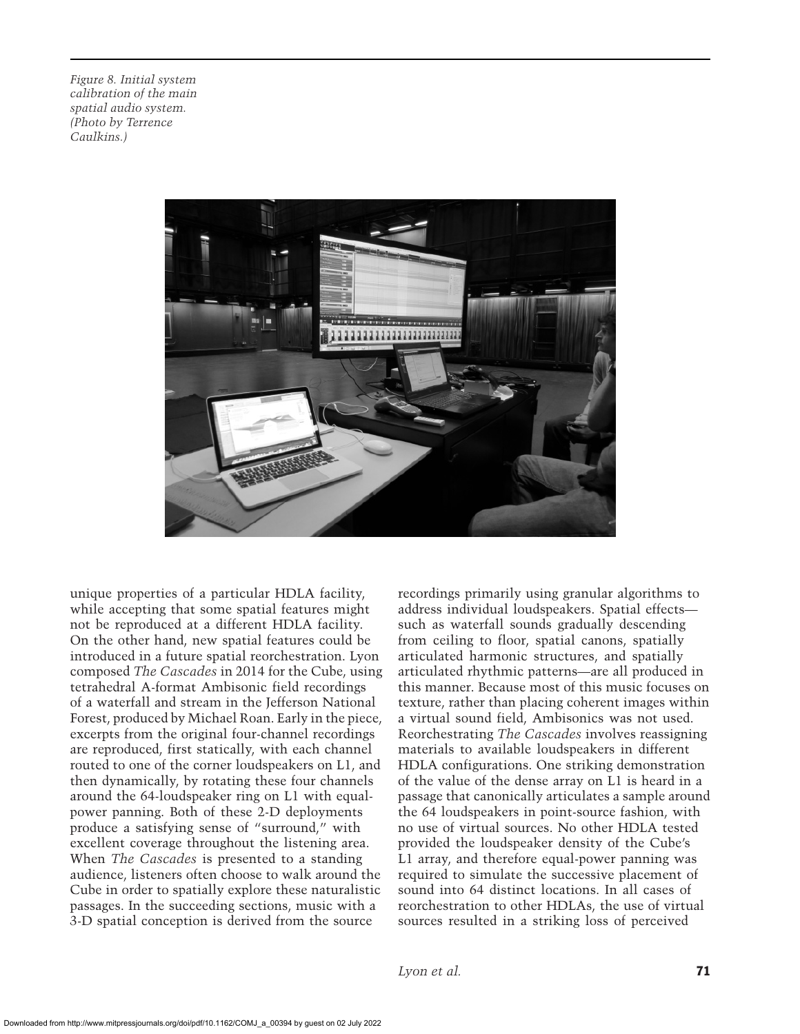Figure 8. Initial system calibration of the main spatial audio system. (Photo by Terrence Caulkins.)

unique properties of a particular HDLA facility, while accepting that some spatial features might not be reproduced at a different HDLA facility. On the other hand, new spatial features could be introduced in a future spatial reorchestration. Lyon composed *The Cascades* in 2014 for the Cube, using tetrahedral A-format Ambisonic field recordings of a waterfall and stream in the Jefferson National Forest, produced by Michael Roan. Early in the piece, excerpts from the original four-channel recordings are reproduced, first statically, with each channel routed to one of the corner loudspeakers on L1, and then dynamically, by rotating these four channels around the 64-loudspeaker ring on L1 with equal-power panning. Both of these 2-D deployments produce a satisfying sense of "surround," with excellent coverage throughout the listening area. When *The Cascades* is presented to a standing audience, listeners often choose to walk around the Cube in order to spatially explore these naturalistic passages. In the succeeding sections, music with a 3-D spatial conception is derived from the source recordings primarily using granular algorithms to address individual loudspeakers. Spatial effects—such as waterfall sounds gradually descending from ceiling to floor, spatial canons, spatially articulated harmonic structures, and spatially articulated rhythmic patterns—are all produced in this manner. Because most of this music focuses on texture, rather than placing coherent images within a virtual sound field, Ambisonics was not used. Reorchestrating *The Cascades* involves reassigning materials to available loudspeakers in different HDLA configurations. One striking demonstration of the value of the dense array on L1 is heard in a passage that canonically articulates a sample around the 64 loudspeakers in point-source fashion, with no use of virtual sources. No other HDLA tested provided the loudspeaker density of the Cube's L1 array, and therefore equal-power panning was required to simulate the successive placement of sound into 64 distinct locations. In all cases of reorchestration to other HDLAs, the use of virtual sources resulted in a striking loss of perceived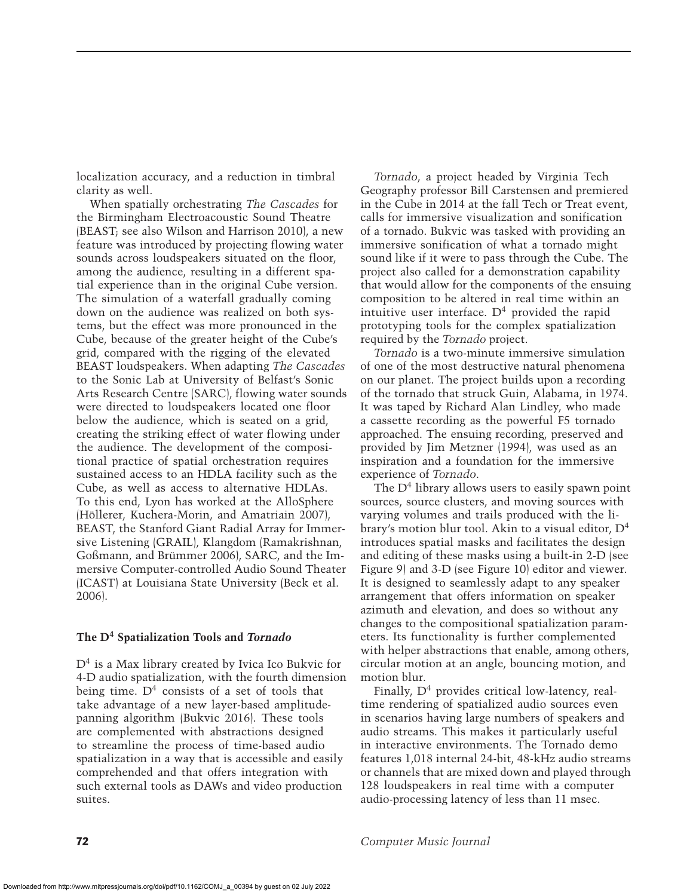localization accuracy, and a reduction in timbral clarity as well.

When spatially orchestrating *The Cascades* for the Birmingham Electroacoustic Sound Theatre (BEAST; see also Wilson and Harrison 2010), a new feature was introduced by projecting flowing water sounds across loudspeakers situated on the floor, among the audience, resulting in a different spatial experience than in the original Cube version. The simulation of a waterfall gradually coming down on the audience was realized on both systems, but the effect was more pronounced in the Cube, because of the greater height of the Cube's grid, compared with the rigging of the elevated BEAST loudspeakers. When adapting *The Cascades* to the Sonic Lab at University of Belfast's Sonic Arts Research Centre (SARC), flowing water sounds were directed to loudspeakers located one floor below the audience, which is seated on a grid, creating the striking effect of water flowing under the audience. The development of the compositional practice of spatial orchestration requires sustained access to an HDLA facility such as the Cube, as well as access to alternative HDLAs. To this end, Lyon has worked at the AlloSphere (Höllerer, Kuchera-Morin, and Amatriain 2007), BEAST, the Stanford Giant Radial Array for Immersive Listening (GRAIL), Klangdom (Ramakrishnan, Goßmann, and Brümmer 2006), SARC, and the Immersive Computer-controlled Audio Sound Theater (ICAST) at Louisiana State University (Beck et al. 2006).

### The D$^4$ Spatialization Tools and *Tornado*

D$^4$ is a Max library created by Ivica Ico Bukvic for 4-D audio spatialization, with the fourth dimension being time. D$^4$ consists of a set of tools that take advantage of a new layer-based amplitude-panning algorithm (Bukvic 2016). These tools are complemented with abstractions designed to streamline the process of time-based audio spatialization in a way that is accessible and easily comprehended and that offers integration with such external tools as DAWs and video production suites.

*Tornado*, a project headed by Virginia Tech Geography professor Bill Carstensen and premiered in the Cube in 2014 at the fall Tech or Treat event, calls for immersive visualization and sonification of a tornado. Bukvic was tasked with providing an immersive sonification of what a tornado might sound like if it were to pass through the Cube. The project also called for a demonstration capability that would allow for the components of the ensuing composition to be altered in real time within an intuitive user interface. D$^4$ provided the rapid prototyping tools for the complex spatialization required by the *Tornado* project.

*Tornado* is a two-minute immersive simulation of one of the most destructive natural phenomena on our planet. The project builds upon a recording of the tornado that struck Guin, Alabama, in 1974. It was taped by Richard Alan Lindley, who made a cassette recording as the powerful F5 tornado approached. The ensuing recording, preserved and provided by Jim Metzner (1994), was used as an inspiration and a foundation for the immersive experience of *Tornado*.

The D$^4$ library allows users to easily spawn point sources, source clusters, and moving sources with varying volumes and trails produced with the library's motion blur tool. Akin to a visual editor, D$^4$ introduces spatial masks and facilitates the design and editing of these masks using a built-in 2-D (see Figure 9) and 3-D (see Figure 10) editor and viewer. It is designed to seamlessly adapt to any speaker arrangement that offers information on speaker azimuth and elevation, and does so without any changes to the compositional spatialization parameters. Its functionality is further complemented with helper abstractions that enable, among others, circular motion at an angle, bouncing motion, and motion blur.

Finally, D$^4$ provides critical low-latency, real-time rendering of spatialized audio sources even in scenarios having large numbers of speakers and audio streams. This makes it particularly useful in interactive environments. The Tornado demo features 1,018 internal 24-bit, 48-kHz audio streams or channels that are mixed down and played through 128 loudspeakers in real time with a computer audio-processing latency of less than 11 msec.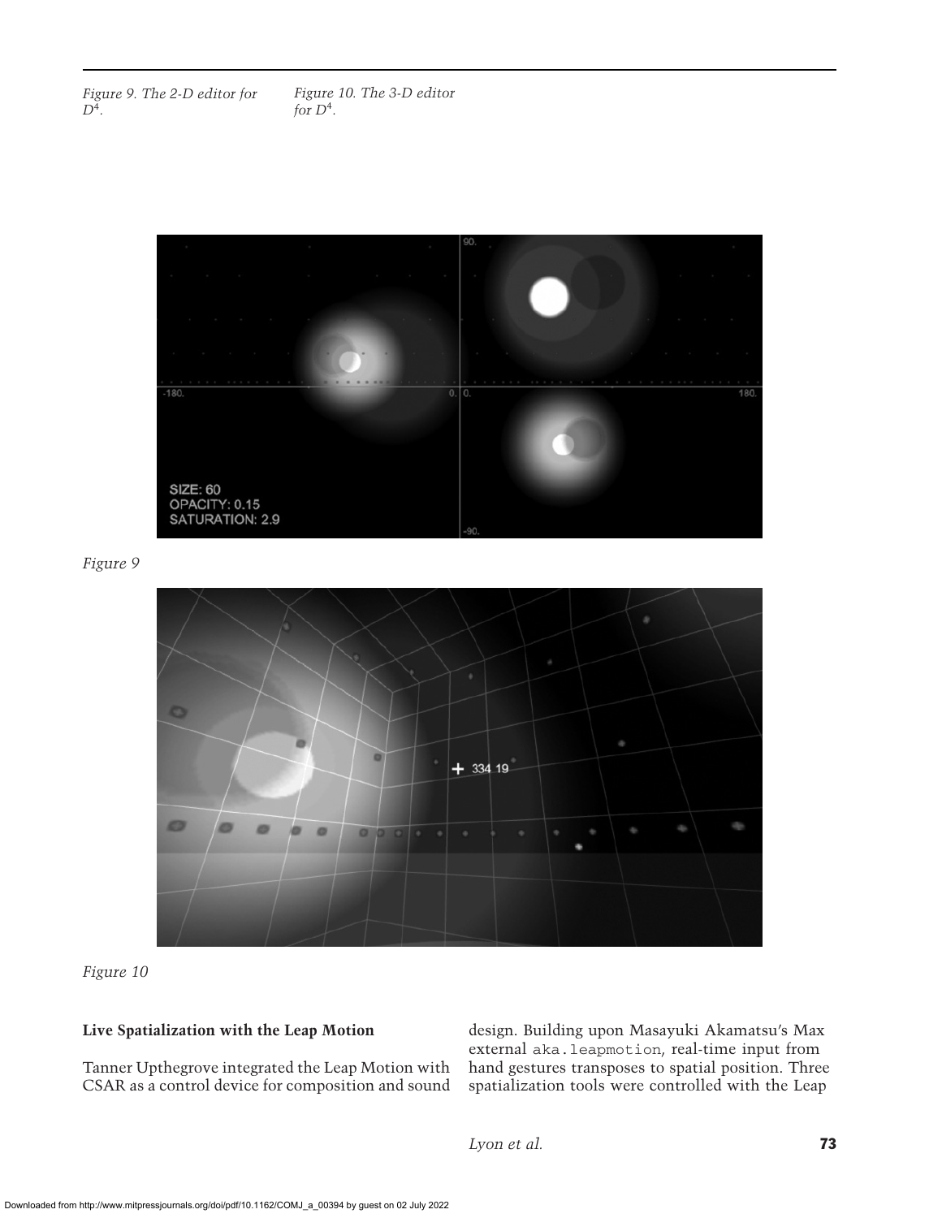*Figure 9. The 2-D editor for $D^4$.*

*Figure 10. The 3-D editor for $D^4$.*

*Figure 9*

*Figure 10*

**Live Spatialization with the Leap Motion**

Tanner Upthegrove integrated the Leap Motion with CSAR as a control device for composition and sound design. Building upon Masayuki Akamatsu's Max external `aka.leapmotion`, real-time input from hand gestures transposes to spatial position. Three spatialization tools were controlled with the Leap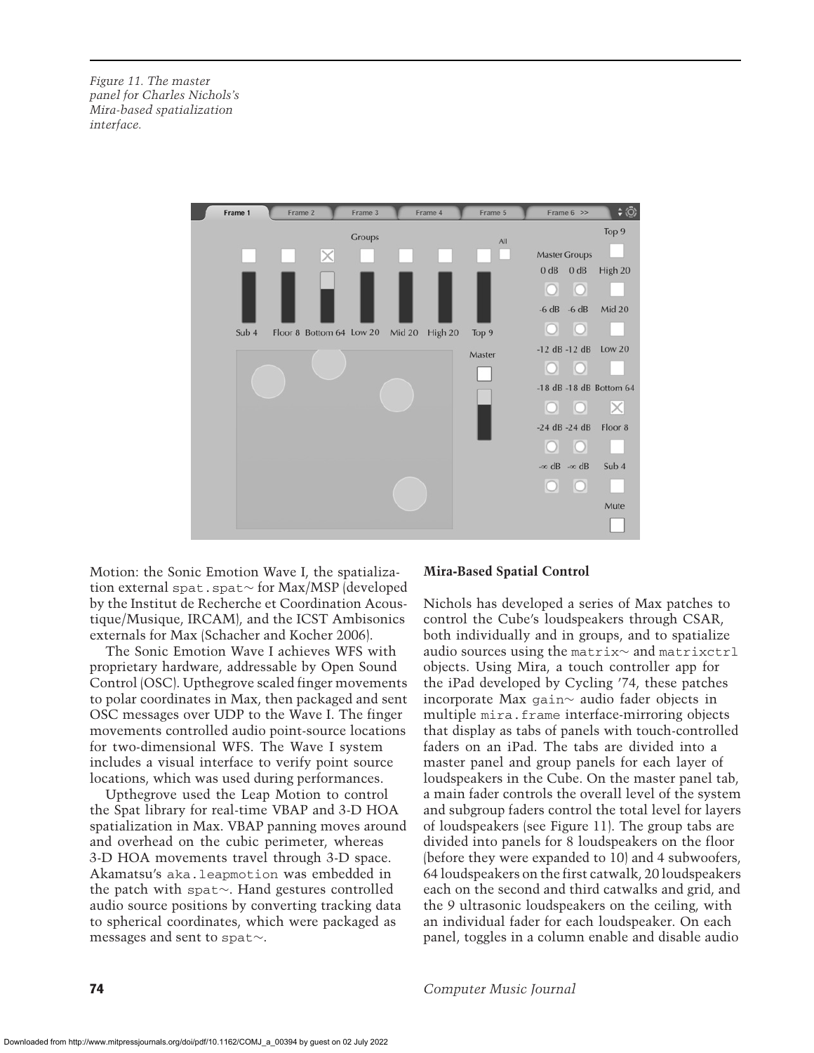Figure 11. The master panel for Charles Nichols's Mira-based spatialization interface.

Motion: the Sonic Emotion Wave I, the spatialization external spat.spat~ for Max/MSP (developed by the Institut de Recherche et Coordination Acoustique/Musique, IRCAM), and the ICST Ambisonics externals for Max (Schacher and Kocher 2006).

The Sonic Emotion Wave I achieves WFS with proprietary hardware, addressable by Open Sound Control (OSC). Upthegrove scaled finger movements to polar coordinates in Max, then packaged and sent OSC messages over UDP to the Wave I. The finger movements controlled audio point-source locations for two-dimensional WFS. The Wave I system includes a visual interface to verify point source locations, which was used during performances.

Upthegrove used the Leap Motion to control the Spat library for real-time VBAP and 3-D HOA spatialization in Max. VBAP panning moves around and overhead on the cubic perimeter, whereas 3-D HOA movements travel through 3-D space. Akamatsu's aka.leapmotion was embedded in the patch with spat~. Hand gestures controlled audio source positions by converting tracking data to spherical coordinates, which were packaged as messages and sent to spat~.

### Mira-Based Spatial Control

Nichols has developed a series of Max patches to control the Cube's loudspeakers through CSAR, both individually and in groups, and to spatialize audio sources using the matrix~ and matrixctrl objects. Using Mira, a touch controller app for the iPad developed by Cycling '74, these patches incorporate Max gain~ audio fader objects in multiple mira.frame interface-mirroring objects that display as tabs of panels with touch-controlled faders on an iPad. The tabs are divided into a master panel and group panels for each layer of loudspeakers in the Cube. On the master panel tab, a main fader controls the overall level of the system and subgroup faders control the total level for layers of loudspeakers (see Figure 11). The group tabs are divided into panels for 8 loudspeakers on the floor (before they were expanded to 10) and 4 subwoofers, 64 loudspeakers on the first catwalk, 20 loudspeakers each on the second and third catwalks and grid, and the 9 ultrasonic loudspeakers on the ceiling, with an individual fader for each loudspeaker. On each panel, toggles in a column enable and disable audio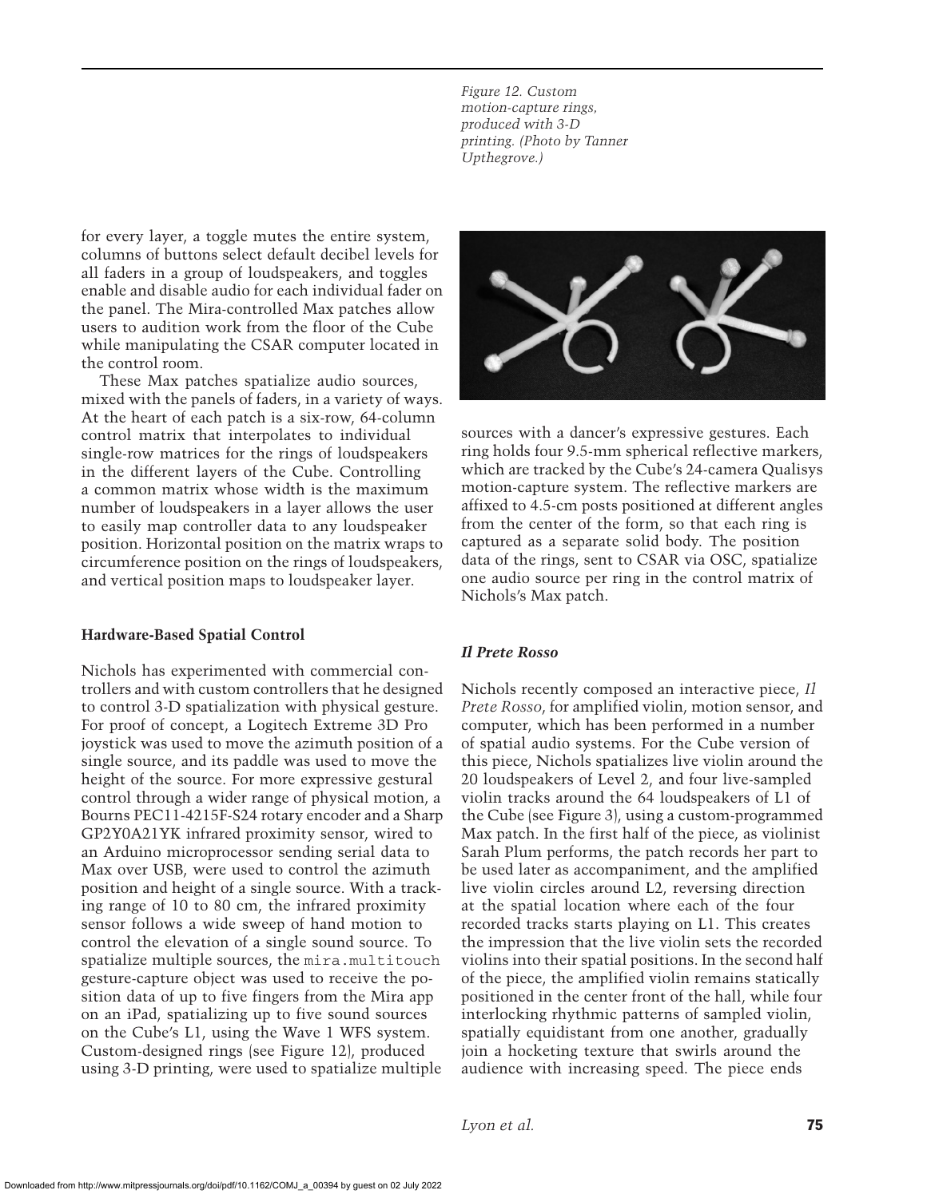Figure 12. Custom motion-capture rings, produced with 3-D printing. (Photo by Tanner Upthegrove.)

for every layer, a toggle mutes the entire system, columns of buttons select default decibel levels for all faders in a group of loudspeakers, and toggles enable and disable audio for each individual fader on the panel. The Mira-controlled Max patches allow users to audition work from the floor of the Cube while manipulating the CSAR computer located in the control room.

These Max patches spatialize audio sources, mixed with the panels of faders, in a variety of ways. At the heart of each patch is a six-row, 64-column control matrix that interpolates to individual single-row matrices for the rings of loudspeakers in the different layers of the Cube. Controlling a common matrix whose width is the maximum number of loudspeakers in a layer allows the user to easily map controller data to any loudspeaker position. Horizontal position on the matrix wraps to circumference position on the rings of loudspeakers, and vertical position maps to loudspeaker layer.

### Hardware-Based Spatial Control

Nichols has experimented with commercial controllers and with custom controllers that he designed to control 3-D spatialization with physical gesture. For proof of concept, a Logitech Extreme 3D Pro joystick was used to move the azimuth position of a single source, and its paddle was used to move the height of the source. For more expressive gestural control through a wider range of physical motion, a Bourns PEC11-4215F-S24 rotary encoder and a Sharp GP2Y0A21YK infrared proximity sensor, wired to an Arduino microprocessor sending serial data to Max over USB, were used to control the azimuth position and height of a single source. With a tracking range of 10 to 80 cm, the infrared proximity sensor follows a wide sweep of hand motion to control the elevation of a single sound source. To spatialize multiple sources, the `mira.multitouch` gesture-capture object was used to receive the position data of up to five fingers from the Mira app on an iPad, spatializing up to five sound sources on the Cube's L1, using the Wave 1 WFS system. Custom-designed rings (see Figure 12), produced using 3-D printing, were used to spatialize multiple sources with a dancer's expressive gestures. Each ring holds four 9.5-mm spherical reflective markers, which are tracked by the Cube's 24-camera Qualisys motion-capture system. The reflective markers are affixed to 4.5-cm posts positioned at different angles from the center of the form, so that each ring is captured as a separate solid body. The position data of the rings, sent to CSAR via OSC, spatialize one audio source per ring in the control matrix of Nichols's Max patch.

### *Il Prete Rosso*

Nichols recently composed an interactive piece, *Il Prete Rosso*, for amplified violin, motion sensor, and computer, which has been performed in a number of spatial audio systems. For the Cube version of this piece, Nichols spatializes live violin around the 20 loudspeakers of Level 2, and four live-sampled violin tracks around the 64 loudspeakers of L1 of the Cube (see Figure 3), using a custom-programmed Max patch. In the first half of the piece, as violinist Sarah Plum performs, the patch records her part to be used later as accompaniment, and the amplified live violin circles around L2, reversing direction at the spatial location where each of the four recorded tracks starts playing on L1. This creates the impression that the live violin sets the recorded violins into their spatial positions. In the second half of the piece, the amplified violin remains statically positioned in the center front of the hall, while four interlocking rhythmic patterns of sampled violin, spatially equidistant from one another, gradually join a hocketing texture that swirls around the audience with increasing speed. The piece ends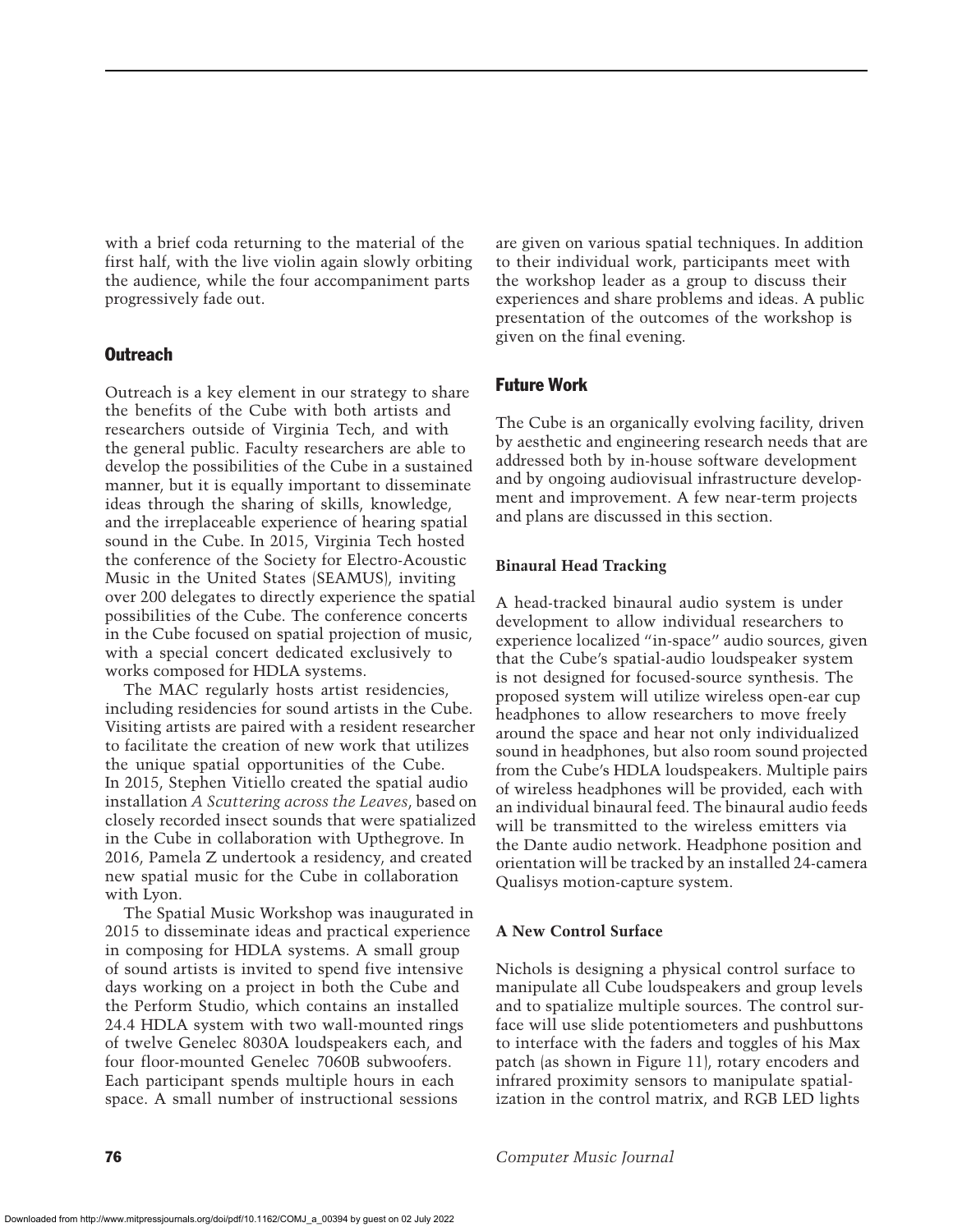with a brief coda returning to the material of the first half, with the live violin again slowly orbiting the audience, while the four accompaniment parts progressively fade out.

## Outreach

Outreach is a key element in our strategy to share the benefits of the Cube with both artists and researchers outside of Virginia Tech, and with the general public. Faculty researchers are able to develop the possibilities of the Cube in a sustained manner, but it is equally important to disseminate ideas through the sharing of skills, knowledge, and the irreplaceable experience of hearing spatial sound in the Cube. In 2015, Virginia Tech hosted the conference of the Society for Electro-Acoustic Music in the United States (SEAMUS), inviting over 200 delegates to directly experience the spatial possibilities of the Cube. The conference concerts in the Cube focused on spatial projection of music, with a special concert dedicated exclusively to works composed for HDLA systems.

The MAC regularly hosts artist residencies, including residencies for sound artists in the Cube. Visiting artists are paired with a resident researcher to facilitate the creation of new work that utilizes the unique spatial opportunities of the Cube. In 2015, Stephen Vitiello created the spatial audio installation *A Scuttering across the Leaves*, based on closely recorded insect sounds that were spatialized in the Cube in collaboration with Upthegrove. In 2016, Pamela Z undertook a residency, and created new spatial music for the Cube in collaboration with Lyon.

The Spatial Music Workshop was inaugurated in 2015 to disseminate ideas and practical experience in composing for HDLA systems. A small group of sound artists is invited to spend five intensive days working on a project in both the Cube and the Perform Studio, which contains an installed 24.4 HDLA system with two wall-mounted rings of twelve Genelec 8030A loudspeakers each, and four floor-mounted Genelec 7060B subwoofers. Each participant spends multiple hours in each space. A small number of instructional sessions are given on various spatial techniques. In addition to their individual work, participants meet with the workshop leader as a group to discuss their experiences and share problems and ideas. A public presentation of the outcomes of the workshop is given on the final evening.

## Future Work

The Cube is an organically evolving facility, driven by aesthetic and engineering research needs that are addressed both by in-house software development and by ongoing audiovisual infrastructure development and improvement. A few near-term projects and plans are discussed in this section.

### Binaural Head Tracking

A head-tracked binaural audio system is under development to allow individual researchers to experience localized "in-space" audio sources, given that the Cube's spatial-audio loudspeaker system is not designed for focused-source synthesis. The proposed system will utilize wireless open-ear cup headphones to allow researchers to move freely around the space and hear not only individualized sound in headphones, but also room sound projected from the Cube's HDLA loudspeakers. Multiple pairs of wireless headphones will be provided, each with an individual binaural feed. The binaural audio feeds will be transmitted to the wireless emitters via the Dante audio network. Headphone position and orientation will be tracked by an installed 24-camera Qualisys motion-capture system.

### A New Control Surface

Nichols is designing a physical control surface to manipulate all Cube loudspeakers and group levels and to spatialize multiple sources. The control surface will use slide potentiometers and pushbuttons to interface with the faders and toggles of his Max patch (as shown in Figure 11), rotary encoders and infrared proximity sensors to manipulate spatialization in the control matrix, and RGB LED lights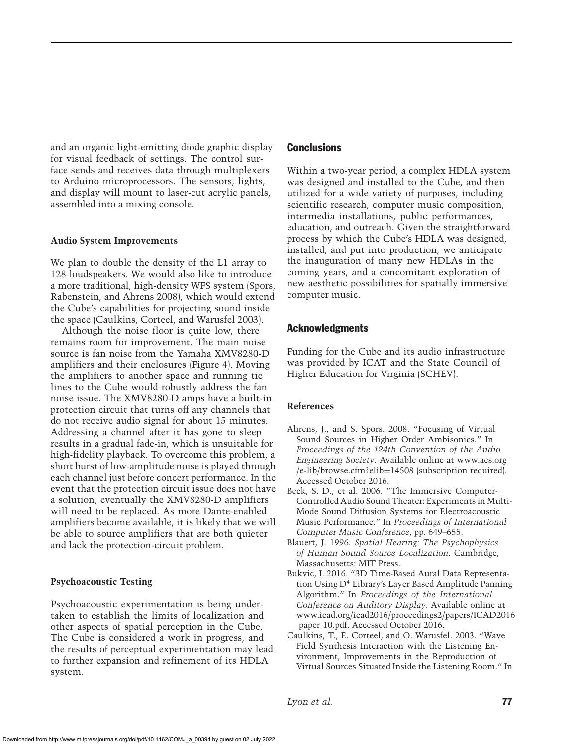and an organic light-emitting diode graphic display for visual feedback of settings. The control surface sends and receives data through multiplexers to Arduino microprocessors. The sensors, lights, and display will mount to laser-cut acrylic panels, assembled into a mixing console.

### Audio System Improvements

We plan to double the density of the L1 array to 128 loudspeakers. We would also like to introduce a more traditional, high-density WFS system (Spors, Rabenstein, and Ahrens 2008), which would extend the Cube's capabilities for projecting sound inside the space (Caulkins, Corteel, and Warusfel 2003).

Although the noise floor is quite low, there remains room for improvement. The main noise source is fan noise from the Yamaha XMV8280-D amplifiers and their enclosures (Figure 4). Moving the amplifiers to another space and running tie lines to the Cube would robustly address the fan noise issue. The XMV8280-D amps have a built-in protection circuit that turns off any channels that do not receive audio signal for about 15 minutes. Addressing a channel after it has gone to sleep results in a gradual fade-in, which is unsuitable for high-fidelity playback. To overcome this problem, a short burst of low-amplitude noise is played through each channel just before concert performance. In the event that the protection circuit issue does not have a solution, eventually the XMV8280-D amplifiers will need to be replaced. As more Dante-enabled amplifiers become available, it is likely that we will be able to source amplifiers that are both quieter and lack the protection-circuit problem.

### Psychoacoustic Testing

Psychoacoustic experimentation is being undertaken to establish the limits of localization and other aspects of spatial perception in the Cube. The Cube is considered a work in progress, and the results of perceptual experimentation may lead to further expansion and refinement of its HDLA system.

## Conclusions

Within a two-year period, a complex HDLA system was designed and installed to the Cube, and then utilized for a wide variety of purposes, including scientific research, computer music composition, intermedia installations, public performances, education, and outreach. Given the straightforward process by which the Cube's HDLA was designed, installed, and put into production, we anticipate the inauguration of many new HDLAs in the coming years, and a concomitant exploration of new aesthetic possibilities for spatially immersive computer music.

## Acknowledgments

Funding for the Cube and its audio infrastructure was provided by ICAT and the State Council of Higher Education for Virginia (SCHEV).

### References

Ahrens, J., and S. Spors. 2008. "Focusing of Virtual Sound Sources in Higher Order Ambisonics." In *Proceedings of the 124th Convention of the Audio Engineering Society*. Available online at www.aes.org/e-lib/browse.cfm?elib=14508 (subscription required). Accessed October 2016.

Beck, S. D., et al. 2006. "The Immersive Computer-Controlled Audio Sound Theater: Experiments in Multi-Mode Sound Diffusion Systems for Electroacoustic Music Performance." In *Proceedings of International Computer Music Conference*, pp. 649–655.

Blauert, J. 1996. *Spatial Hearing: The Psychophysics of Human Sound Source Localization.* Cambridge, Massachusetts: MIT Press.

Bukvic, I. 2016. "3D Time-Based Aural Data Representation Using D$^4$ Library's Layer Based Amplitude Panning Algorithm." In *Proceedings of the International Conference on Auditory Display.* Available online at www.icad.org/icad2016/proceedings2/papers/ICAD2016_paper_10.pdf. Accessed October 2016.

Caulkins, T., E. Corteel, and O. Warusfel. 2003. "Wave Field Synthesis Interaction with the Listening Environment, Improvements in the Reproduction of Virtual Sources Situated Inside the Listening Room." In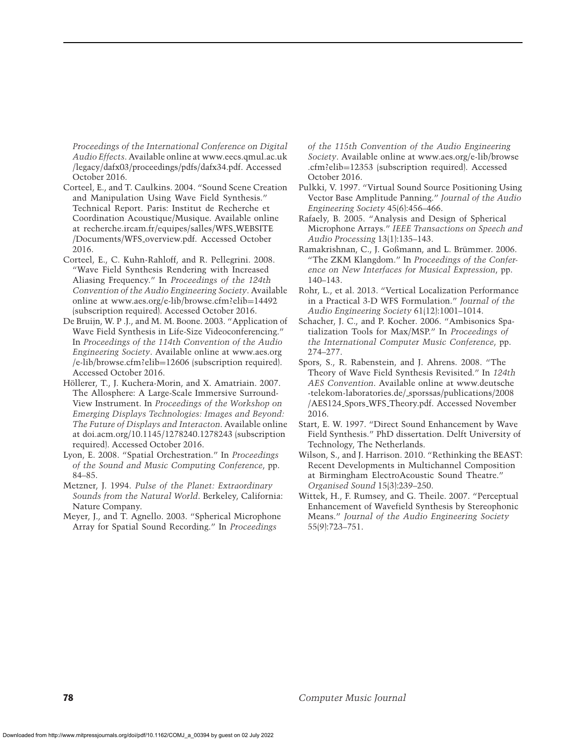*Proceedings of the International Conference on Digital Audio Effects*. Available online at www.eecs.qmul.ac.uk/legacy/dafx03/proceedings/pdfs/dafx34.pdf. Accessed October 2016.

Corteel, E., and T. Caulkins. 2004. "Sound Scene Creation and Manipulation Using Wave Field Synthesis." Technical Report. Paris: Institut de Recherche et Coordination Acoustique/Musique. Available online at recherche.ircam.fr/equipes/salles/WFS_WEBSITE/Documents/WFS_overview.pdf. Accessed October 2016.

Corteel, E., C. Kuhn-Rahloff, and R. Pellegrini. 2008. "Wave Field Synthesis Rendering with Increased Aliasing Frequency." In *Proceedings of the 124th Convention of the Audio Engineering Society*. Available online at www.aes.org/e-lib/browse.cfm?elib=14492 (subscription required). Accessed October 2016.

De Bruijn, W. P .J., and M. M. Boone. 2003. "Application of Wave Field Synthesis in Life-Size Videoconferencing." In *Proceedings of the 114th Convention of the Audio Engineering Society*. Available online at www.aes.org/e-lib/browse.cfm?elib=12606 (subscription required). Accessed October 2016.

Höllerer, T., J. Kuchera-Morin, and X. Amatriain. 2007. The Allosphere: A Large-Scale Immersive Surround-View Instrument. In *Proceedings of the Workshop on Emerging Displays Technologies: Images and Beyond: The Future of Displays and Interacton.* Available online at doi.acm.org/10.1145/1278240.1278243 (subscription required). Accessed October 2016.

Lyon, E. 2008. "Spatial Orchestration." In *Proceedings of the Sound and Music Computing Conference*, pp. 84–85.

Metzner, J. 1994. *Pulse of the Planet: Extraordinary Sounds from the Natural World*. Berkeley, California: Nature Company.

Meyer, J., and T. Agnello. 2003. "Spherical Microphone Array for Spatial Sound Recording." In *Proceedings of the 115th Convention of the Audio Engineering Society*. Available online at www.aes.org/e-lib/browse.cfm?elib=12353 (subscription required). Accessed October 2016.

Pulkki, V. 1997. "Virtual Sound Source Positioning Using Vector Base Amplitude Panning." *Journal of the Audio Engineering Society* 45(6):456–466.

Rafaely, B. 2005. "Analysis and Design of Spherical Microphone Arrays." *IEEE Transactions on Speech and Audio Processing* 13(1):135–143.

Ramakrishnan, C., J. Goßmann, and L. Brümmer. 2006. "The ZKM Klangdom." In *Proceedings of the Conference on New Interfaces for Musical Expression*, pp. 140–143.

Rohr, L., et al. 2013. "Vertical Localization Performance in a Practical 3-D WFS Formulation." *Journal of the Audio Engineering Society* 61(12):1001–1014.

Schacher, J. C., and P. Kocher. 2006. "Ambisonics Spatialization Tools for Max/MSP." In *Proceedings of the International Computer Music Conference*, pp. 274–277.

Spors, S., R. Rabenstein, and J. Ahrens. 2008. "The Theory of Wave Field Synthesis Revisited." In *124th AES Convention*. Available online at www.deutsche-telekom-laboratories.de/_sporssas/publications/2008/AES124_Spors_WFS_Theory.pdf. Accessed November 2016.

Start, E. W. 1997. "Direct Sound Enhancement by Wave Field Synthesis." PhD dissertation. Delft University of Technology, The Netherlands.

Wilson, S., and J. Harrison. 2010. "Rethinking the BEAST: Recent Developments in Multichannel Composition at Birmingham ElectroAcoustic Sound Theatre." *Organised Sound* 15(3):239–250.

Wittek, H., F. Rumsey, and G. Theile. 2007. "Perceptual Enhancement of Wavefield Synthesis by Stereophonic Means." *Journal of the Audio Engineering Society* 55(9):723–751.